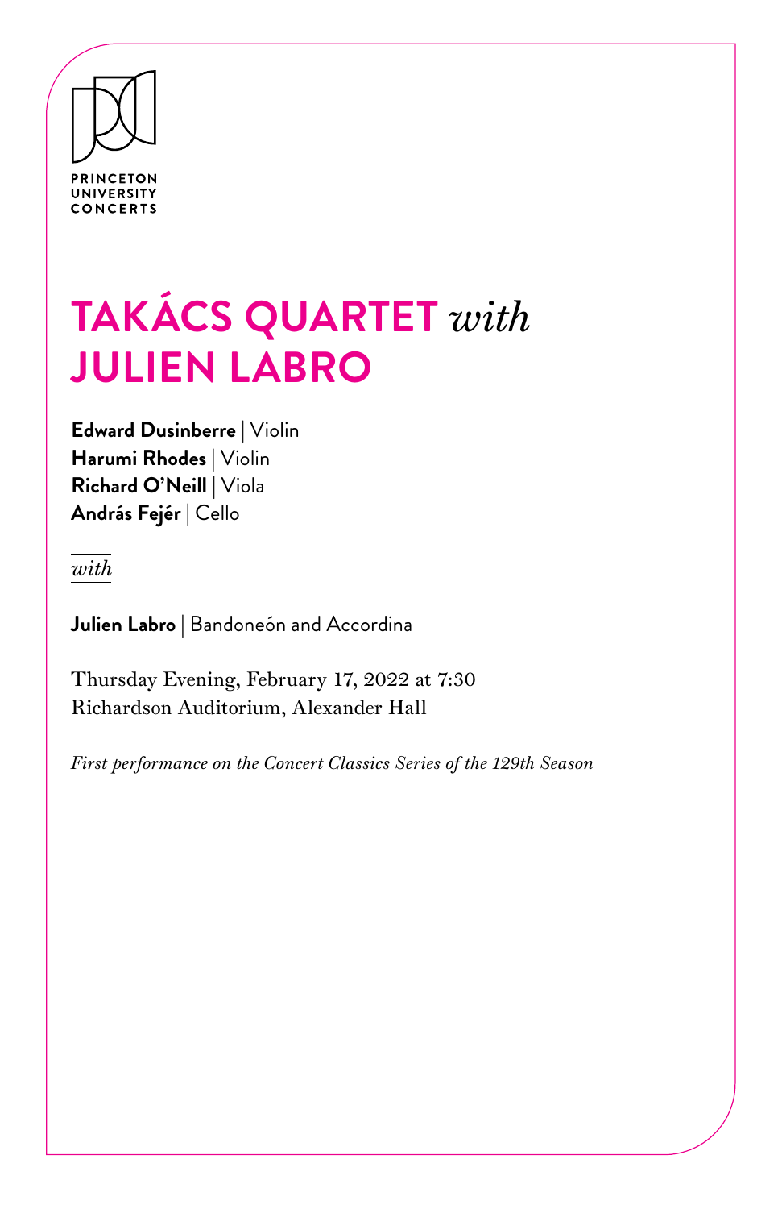PRINCETON
UNIVERSITY
CONCERTS

# TAKÁCS QUARTET *with* JULIEN LABRO

**Edward Dusinberre** | Violin
**Harumi Rhodes** | Violin
**Richard O'Neill** | Viola
**András Fejér** | Cello

*with*

**Julien Labro** | Bandoneón and Accordina

Thursday Evening, February 17, 2022 at 7:30
Richardson Auditorium, Alexander Hall

*First performance on the Concert Classics Series of the 129th Season*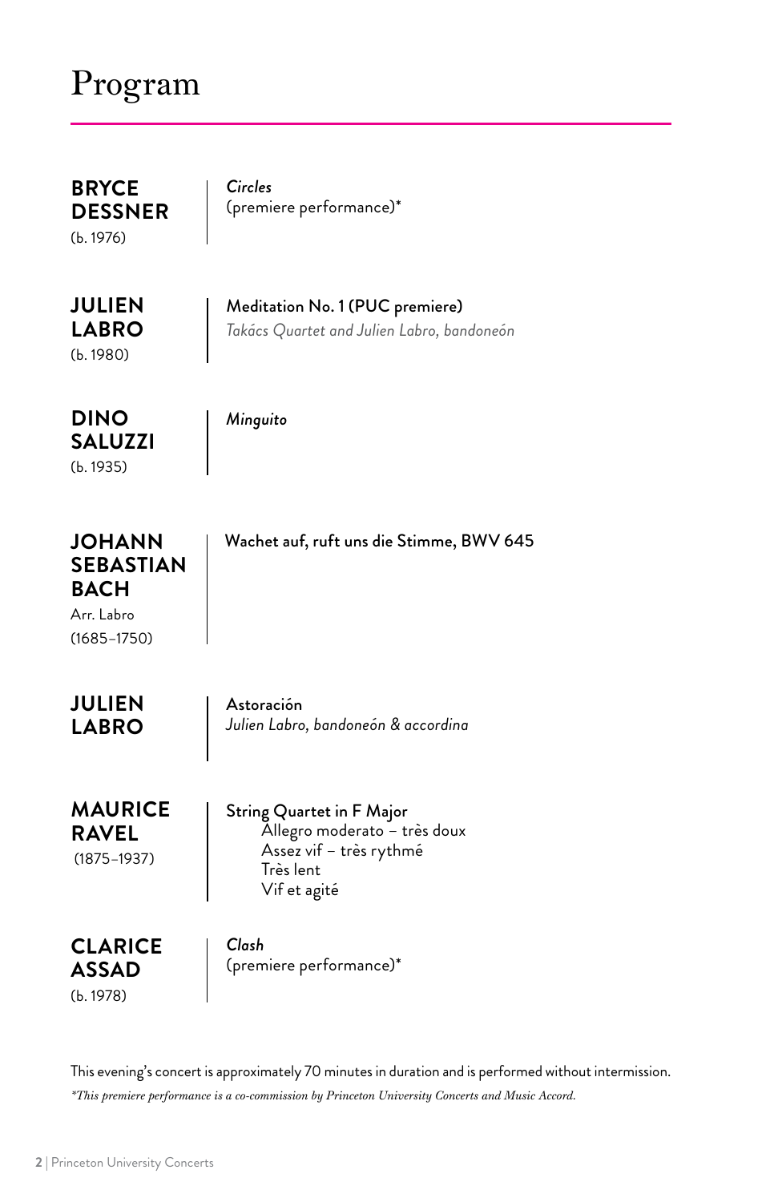# Program

**BRYCE DESSNER**
(b. 1976)

*Circles*
(premiere performance)*

**JULIEN LABRO**
(b. 1980)

Meditation No. 1 (PUC premiere)
*Takács Quartet and Julien Labro, bandoneón*

**DINO SALUZZI**
(b. 1935)

*Minguito*

**JOHANN SEBASTIAN BACH**
Arr. Labro
(1685–1750)

Wachet auf, ruft uns die Stimme, BWV 645

**JULIEN LABRO**

Astoración
*Julien Labro, bandoneón & accordina*

**MAURICE RAVEL**
(1875–1937)

String Quartet in F Major
- Allegro moderato – très doux
- Assez vif – très rythmé
- Très lent
- Vif et agité

**CLARICE ASSAD**
(b. 1978)

*Clash*
(premiere performance)*

This evening's concert is approximately 70 minutes in duration and is performed without intermission.

**This premiere performance is a co-commission by Princeton University Concerts and Music Accord.*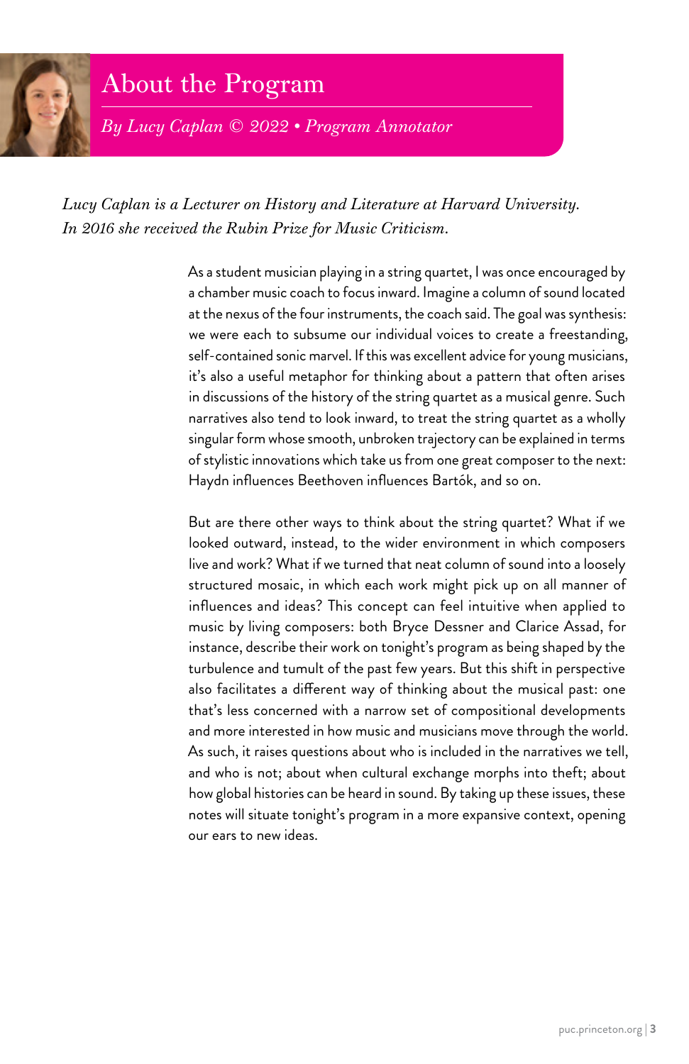# About the Program

*By Lucy Caplan © 2022 • Program Annotator*

*Lucy Caplan is a Lecturer on History and Literature at Harvard University. In 2016 she received the Rubin Prize for Music Criticism.*

As a student musician playing in a string quartet, I was once encouraged by a chamber music coach to focus inward. Imagine a column of sound located at the nexus of the four instruments, the coach said. The goal was synthesis: we were each to subsume our individual voices to create a freestanding, self-contained sonic marvel. If this was excellent advice for young musicians, it's also a useful metaphor for thinking about a pattern that often arises in discussions of the history of the string quartet as a musical genre. Such narratives also tend to look inward, to treat the string quartet as a wholly singular form whose smooth, unbroken trajectory can be explained in terms of stylistic innovations which take us from one great composer to the next: Haydn influences Beethoven influences Bartók, and so on.

But are there other ways to think about the string quartet? What if we looked outward, instead, to the wider environment in which composers live and work? What if we turned that neat column of sound into a loosely structured mosaic, in which each work might pick up on all manner of influences and ideas? This concept can feel intuitive when applied to music by living composers: both Bryce Dessner and Clarice Assad, for instance, describe their work on tonight's program as being shaped by the turbulence and tumult of the past few years. But this shift in perspective also facilitates a different way of thinking about the musical past: one that's less concerned with a narrow set of compositional developments and more interested in how music and musicians move through the world. As such, it raises questions about who is included in the narratives we tell, and who is not; about when cultural exchange morphs into theft; about how global histories can be heard in sound. By taking up these issues, these notes will situate tonight's program in a more expansive context, opening our ears to new ideas.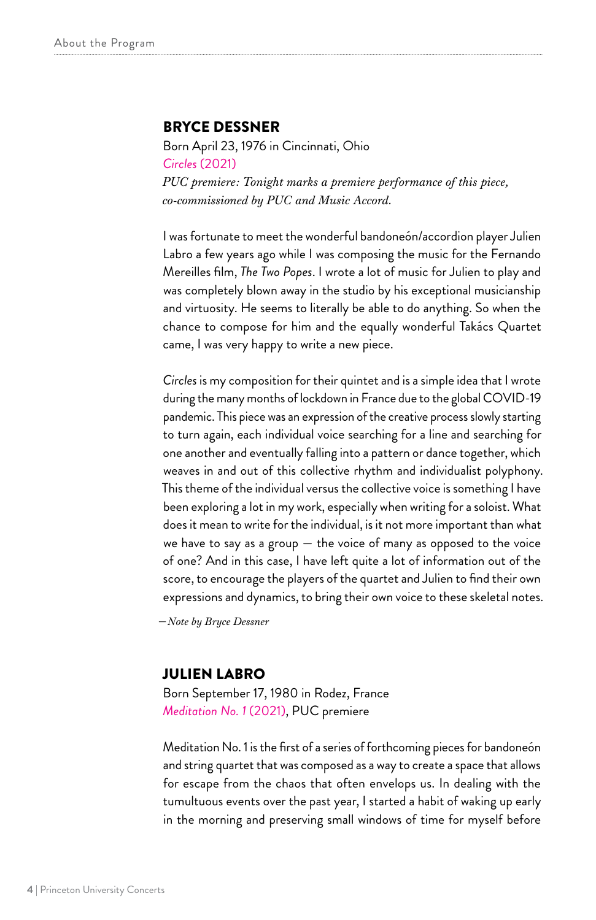## BRYCE DESSNER

Born April 23, 1976 in Cincinnati, Ohio

*Circles* (2021)

*PUC premiere: Tonight marks a premiere performance of this piece, co-commissioned by PUC and Music Accord.*

I was fortunate to meet the wonderful bandoneón/accordion player Julien Labro a few years ago while I was composing the music for the Fernando Mereilles film, *The Two Popes*. I wrote a lot of music for Julien to play and was completely blown away in the studio by his exceptional musicianship and virtuosity. He seems to literally be able to do anything. So when the chance to compose for him and the equally wonderful Takács Quartet came, I was very happy to write a new piece.

*Circles* is my composition for their quintet and is a simple idea that I wrote during the many months of lockdown in France due to the global COVID-19 pandemic. This piece was an expression of the creative process slowly starting to turn again, each individual voice searching for a line and searching for one another and eventually falling into a pattern or dance together, which weaves in and out of this collective rhythm and individualist polyphony. This theme of the individual versus the collective voice is something I have been exploring a lot in my work, especially when writing for a soloist. What does it mean to write for the individual, is it not more important than what we have to say as a group — the voice of many as opposed to the voice of one? And in this case, I have left quite a lot of information out of the score, to encourage the players of the quartet and Julien to find their own expressions and dynamics, to bring their own voice to these skeletal notes.

*—Note by Bryce Dessner*

## JULIEN LABRO

Born September 17, 1980 in Rodez, France

*Meditation No. 1* (2021), PUC premiere

Meditation No. 1 is the first of a series of forthcoming pieces for bandoneón and string quartet that was composed as a way to create a space that allows for escape from the chaos that often envelops us. In dealing with the tumultuous events over the past year, I started a habit of waking up early in the morning and preserving small windows of time for myself before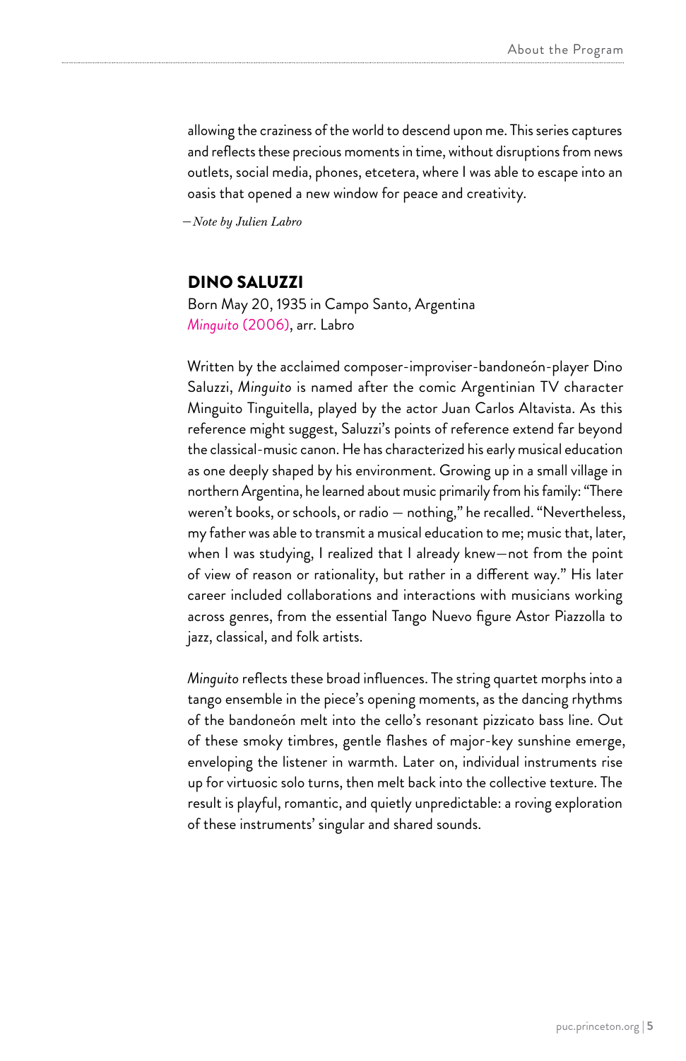allowing the craziness of the world to descend upon me. This series captures and reflects these precious moments in time, without disruptions from news outlets, social media, phones, etcetera, where I was able to escape into an oasis that opened a new window for peace and creativity.

*—Note by Julien Labro*

## DINO SALUZZI

Born May 20, 1935 in Campo Santo, Argentina
*Minguito* (2006), arr. Labro

Written by the acclaimed composer-improviser-bandoneón-player Dino Saluzzi, *Minguito* is named after the comic Argentinian TV character Minguito Tinguitella, played by the actor Juan Carlos Altavista. As this reference might suggest, Saluzzi's points of reference extend far beyond the classical-music canon. He has characterized his early musical education as one deeply shaped by his environment. Growing up in a small village in northern Argentina, he learned about music primarily from his family: "There weren't books, or schools, or radio — nothing," he recalled. "Nevertheless, my father was able to transmit a musical education to me; music that, later, when I was studying, I realized that I already knew—not from the point of view of reason or rationality, but rather in a different way." His later career included collaborations and interactions with musicians working across genres, from the essential Tango Nuevo figure Astor Piazzolla to jazz, classical, and folk artists.

*Minguito* reflects these broad influences. The string quartet morphs into a tango ensemble in the piece's opening moments, as the dancing rhythms of the bandoneón melt into the cello's resonant pizzicato bass line. Out of these smoky timbres, gentle flashes of major-key sunshine emerge, enveloping the listener in warmth. Later on, individual instruments rise up for virtuosic solo turns, then melt back into the collective texture. The result is playful, romantic, and quietly unpredictable: a roving exploration of these instruments' singular and shared sounds.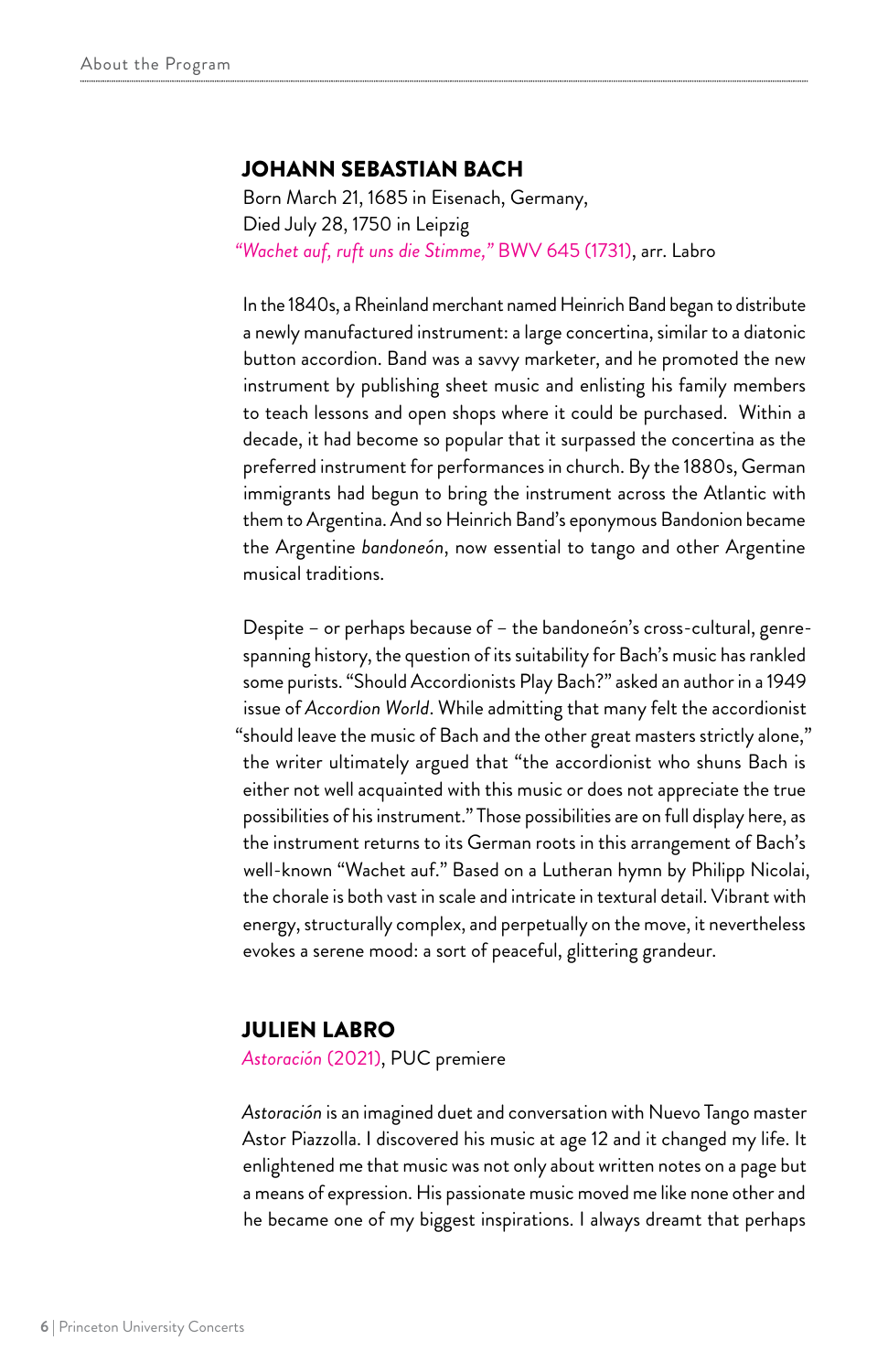## JOHANN SEBASTIAN BACH

Born March 21, 1685 in Eisenach, Germany,
Died July 28, 1750 in Leipzig
*"Wachet auf, ruft uns die Stimme,"* BWV 645 (1731), arr. Labro

In the 1840s, a Rheinland merchant named Heinrich Band began to distribute a newly manufactured instrument: a large concertina, similar to a diatonic button accordion. Band was a savvy marketer, and he promoted the new instrument by publishing sheet music and enlisting his family members to teach lessons and open shops where it could be purchased. Within a decade, it had become so popular that it surpassed the concertina as the preferred instrument for performances in church. By the 1880s, German immigrants had begun to bring the instrument across the Atlantic with them to Argentina. And so Heinrich Band's eponymous Bandonion became the Argentine *bandoneón*, now essential to tango and other Argentine musical traditions.

Despite – or perhaps because of – the bandoneón's cross-cultural, genre-spanning history, the question of its suitability for Bach's music has rankled some purists. "Should Accordionists Play Bach?" asked an author in a 1949 issue of *Accordion World*. While admitting that many felt the accordionist "should leave the music of Bach and the other great masters strictly alone," the writer ultimately argued that "the accordionist who shuns Bach is either not well acquainted with this music or does not appreciate the true possibilities of his instrument." Those possibilities are on full display here, as the instrument returns to its German roots in this arrangement of Bach's well-known "Wachet auf." Based on a Lutheran hymn by Philipp Nicolai, the chorale is both vast in scale and intricate in textural detail. Vibrant with energy, structurally complex, and perpetually on the move, it nevertheless evokes a serene mood: a sort of peaceful, glittering grandeur.

## JULIEN LABRO

*Astoración* (2021), PUC premiere

*Astoración* is an imagined duet and conversation with Nuevo Tango master Astor Piazzolla. I discovered his music at age 12 and it changed my life. It enlightened me that music was not only about written notes on a page but a means of expression. His passionate music moved me like none other and he became one of my biggest inspirations. I always dreamt that perhaps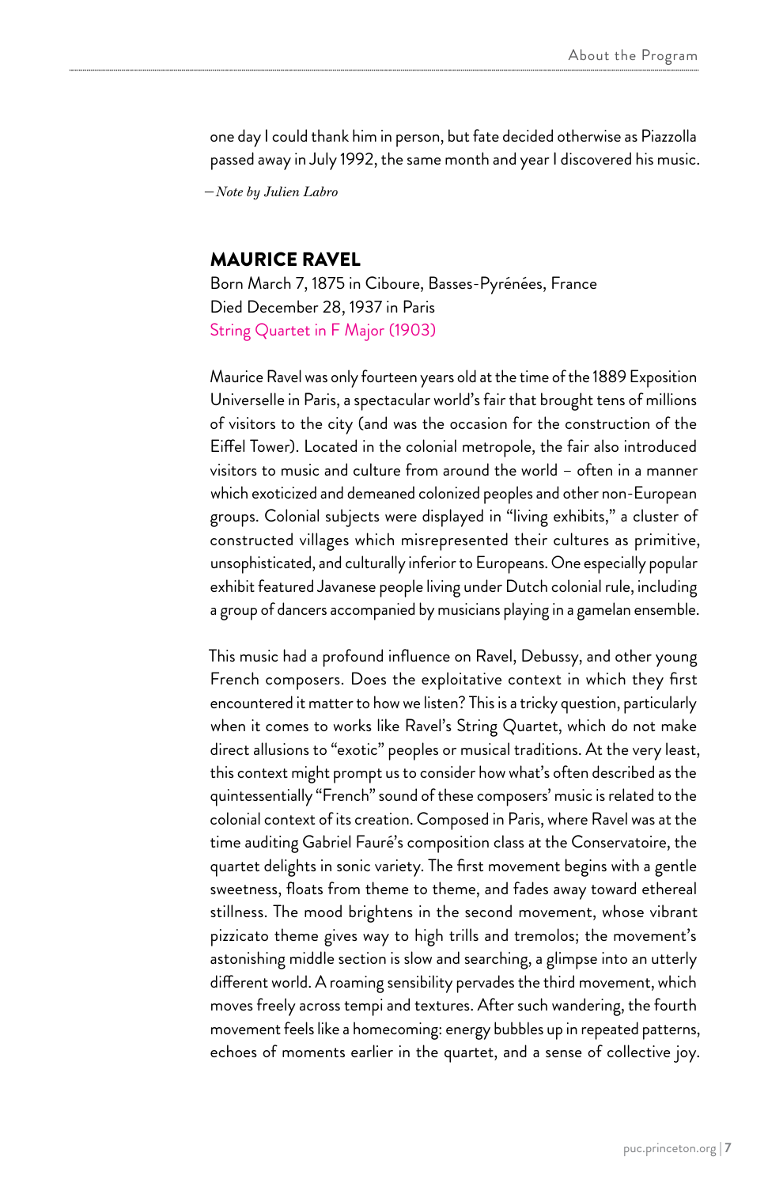one day I could thank him in person, but fate decided otherwise as Piazzolla passed away in July 1992, the same month and year I discovered his music.

—*Note by Julien Labro*

## MAURICE RAVEL

Born March 7, 1875 in Ciboure, Basses-Pyrénées, France
Died December 28, 1937 in Paris
String Quartet in F Major (1903)

Maurice Ravel was only fourteen years old at the time of the 1889 Exposition Universelle in Paris, a spectacular world's fair that brought tens of millions of visitors to the city (and was the occasion for the construction of the Eiffel Tower). Located in the colonial metropole, the fair also introduced visitors to music and culture from around the world – often in a manner which exoticized and demeaned colonized peoples and other non-European groups. Colonial subjects were displayed in "living exhibits," a cluster of constructed villages which misrepresented their cultures as primitive, unsophisticated, and culturally inferior to Europeans. One especially popular exhibit featured Javanese people living under Dutch colonial rule, including a group of dancers accompanied by musicians playing in a gamelan ensemble.

This music had a profound influence on Ravel, Debussy, and other young French composers. Does the exploitative context in which they first encountered it matter to how we listen? This is a tricky question, particularly when it comes to works like Ravel's String Quartet, which do not make direct allusions to "exotic" peoples or musical traditions. At the very least, this context might prompt us to consider how what's often described as the quintessentially "French" sound of these composers' music is related to the colonial context of its creation. Composed in Paris, where Ravel was at the time auditing Gabriel Fauré's composition class at the Conservatoire, the quartet delights in sonic variety. The first movement begins with a gentle sweetness, floats from theme to theme, and fades away toward ethereal stillness. The mood brightens in the second movement, whose vibrant pizzicato theme gives way to high trills and tremolos; the movement's astonishing middle section is slow and searching, a glimpse into an utterly different world. A roaming sensibility pervades the third movement, which moves freely across tempi and textures. After such wandering, the fourth movement feels like a homecoming: energy bubbles up in repeated patterns, echoes of moments earlier in the quartet, and a sense of collective joy.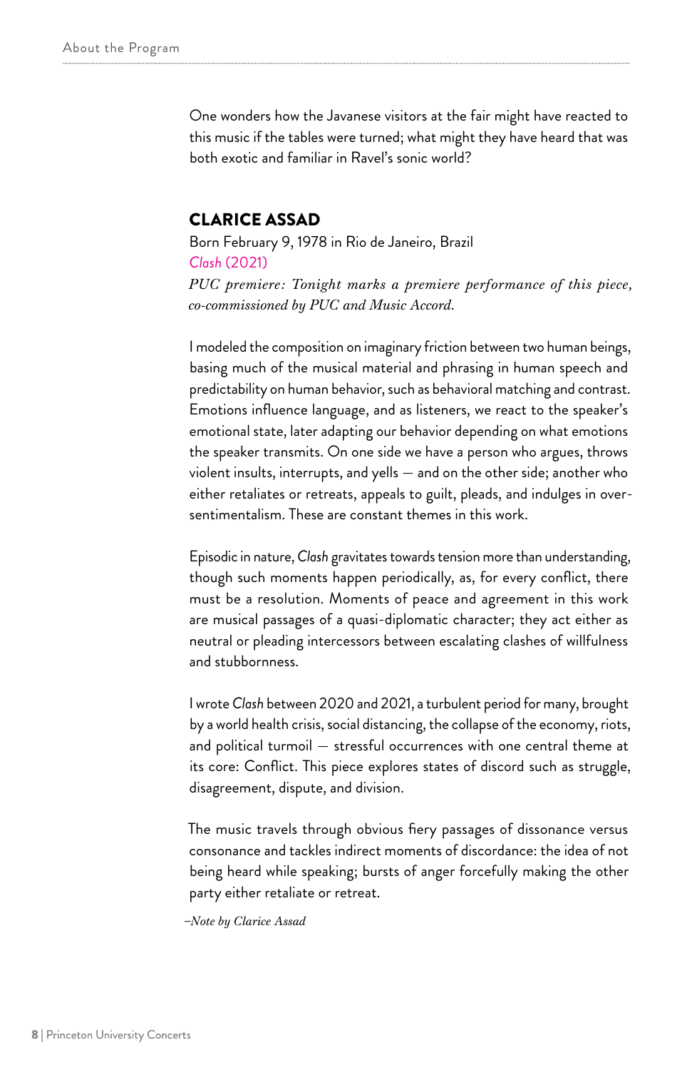One wonders how the Javanese visitors at the fair might have reacted to this music if the tables were turned; what might they have heard that was both exotic and familiar in Ravel's sonic world?

## CLARICE ASSAD

Born February 9, 1978 in Rio de Janeiro, Brazil
*Clash* (2021)
*PUC premiere: Tonight marks a premiere performance of this piece, co-commissioned by PUC and Music Accord.*

I modeled the composition on imaginary friction between two human beings, basing much of the musical material and phrasing in human speech and predictability on human behavior, such as behavioral matching and contrast. Emotions influence language, and as listeners, we react to the speaker's emotional state, later adapting our behavior depending on what emotions the speaker transmits. On one side we have a person who argues, throws violent insults, interrupts, and yells — and on the other side; another who either retaliates or retreats, appeals to guilt, pleads, and indulges in over-sentimentalism. These are constant themes in this work.

Episodic in nature, *Clash* gravitates towards tension more than understanding, though such moments happen periodically, as, for every conflict, there must be a resolution. Moments of peace and agreement in this work are musical passages of a quasi-diplomatic character; they act either as neutral or pleading intercessors between escalating clashes of willfulness and stubbornness.

I wrote *Clash* between 2020 and 2021, a turbulent period for many, brought by a world health crisis, social distancing, the collapse of the economy, riots, and political turmoil — stressful occurrences with one central theme at its core: Conflict. This piece explores states of discord such as struggle, disagreement, dispute, and division.

The music travels through obvious fiery passages of dissonance versus consonance and tackles indirect moments of discordance: the idea of not being heard while speaking; bursts of anger forcefully making the other party either retaliate or retreat.

*–Note by Clarice Assad*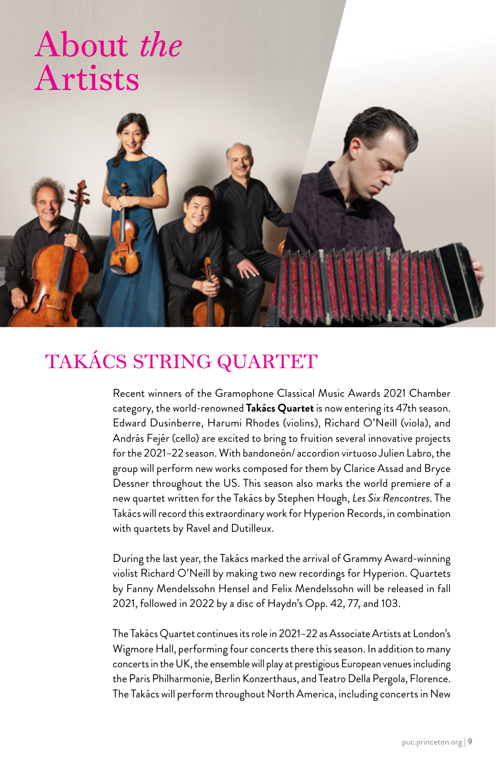# About *the* Artists

## TAKÁCS STRING QUARTET

Recent winners of the Gramophone Classical Music Awards 2021 Chamber category, the world-renowned **Takács Quartet** is now entering its 47th season. Edward Dusinberre, Harumi Rhodes (violins), Richard O'Neill (viola), and András Fejér (cello) are excited to bring to fruition several innovative projects for the 2021–22 season. With bandoneón/ accordion virtuoso Julien Labro, the group will perform new works composed for them by Clarice Assad and Bryce Dessner throughout the US. This season also marks the world premiere of a new quartet written for the Takács by Stephen Hough, *Les Six Rencontres*. The Takács will record this extraordinary work for Hyperion Records, in combination with quartets by Ravel and Dutilleux.

During the last year, the Takács marked the arrival of Grammy Award-winning violist Richard O'Neill by making two new recordings for Hyperion. Quartets by Fanny Mendelssohn Hensel and Felix Mendelssohn will be released in fall 2021, followed in 2022 by a disc of Haydn's Opp. 42, 77, and 103.

The Takács Quartet continues its role in 2021–22 as Associate Artists at London's Wigmore Hall, performing four concerts there this season. In addition to many concerts in the UK, the ensemble will play at prestigious European venues including the Paris Philharmonie, Berlin Konzerthaus, and Teatro Della Pergola, Florence. The Takács will perform throughout North America, including concerts in New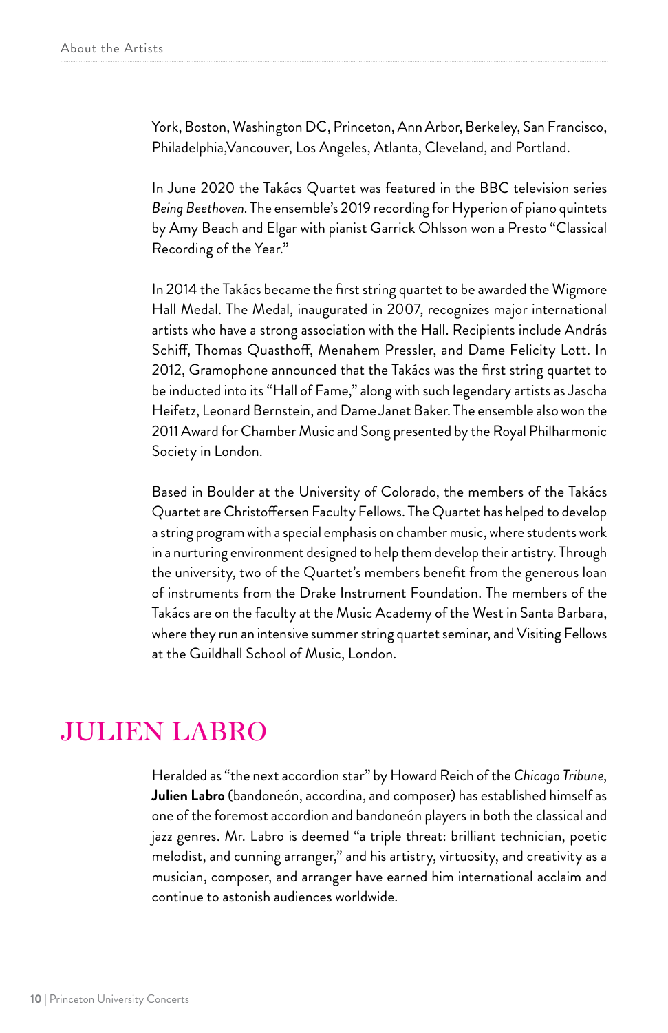York, Boston, Washington DC, Princeton, Ann Arbor, Berkeley, San Francisco, Philadelphia,Vancouver, Los Angeles, Atlanta, Cleveland, and Portland.

In June 2020 the Takács Quartet was featured in the BBC television series *Being Beethoven*. The ensemble's 2019 recording for Hyperion of piano quintets by Amy Beach and Elgar with pianist Garrick Ohlsson won a Presto "Classical Recording of the Year."

In 2014 the Takács became the first string quartet to be awarded the Wigmore Hall Medal. The Medal, inaugurated in 2007, recognizes major international artists who have a strong association with the Hall. Recipients include András Schiff, Thomas Quasthoff, Menahem Pressler, and Dame Felicity Lott. In 2012, Gramophone announced that the Takács was the first string quartet to be inducted into its "Hall of Fame," along with such legendary artists as Jascha Heifetz, Leonard Bernstein, and Dame Janet Baker. The ensemble also won the 2011 Award for Chamber Music and Song presented by the Royal Philharmonic Society in London.

Based in Boulder at the University of Colorado, the members of the Takács Quartet are Christoffersen Faculty Fellows. The Quartet has helped to develop a string program with a special emphasis on chamber music, where students work in a nurturing environment designed to help them develop their artistry. Through the university, two of the Quartet's members benefit from the generous loan of instruments from the Drake Instrument Foundation. The members of the Takács are on the faculty at the Music Academy of the West in Santa Barbara, where they run an intensive summer string quartet seminar, and Visiting Fellows at the Guildhall School of Music, London.

## JULIEN LABRO

Heralded as "the next accordion star" by Howard Reich of the *Chicago Tribune*, **Julien Labro** (bandoneón, accordina, and composer) has established himself as one of the foremost accordion and bandoneón players in both the classical and jazz genres. Mr. Labro is deemed "a triple threat: brilliant technician, poetic melodist, and cunning arranger," and his artistry, virtuosity, and creativity as a musician, composer, and arranger have earned him international acclaim and continue to astonish audiences worldwide.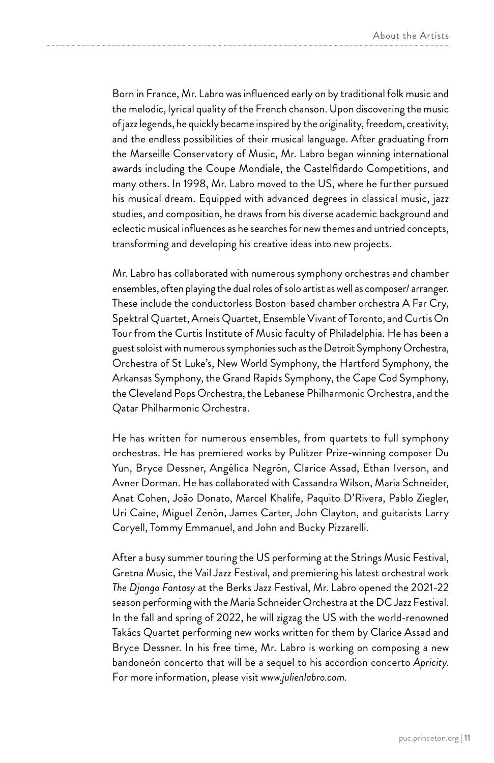Born in France, Mr. Labro was influenced early on by traditional folk music and the melodic, lyrical quality of the French chanson. Upon discovering the music of jazz legends, he quickly became inspired by the originality, freedom, creativity, and the endless possibilities of their musical language. After graduating from the Marseille Conservatory of Music, Mr. Labro began winning international awards including the Coupe Mondiale, the Castelfidardo Competitions, and many others. In 1998, Mr. Labro moved to the US, where he further pursued his musical dream. Equipped with advanced degrees in classical music, jazz studies, and composition, he draws from his diverse academic background and eclectic musical influences as he searches for new themes and untried concepts, transforming and developing his creative ideas into new projects.

Mr. Labro has collaborated with numerous symphony orchestras and chamber ensembles, often playing the dual roles of solo artist as well as composer/ arranger. These include the conductorless Boston-based chamber orchestra A Far Cry, Spektral Quartet, Arneis Quartet, Ensemble Vivant of Toronto, and Curtis On Tour from the Curtis Institute of Music faculty of Philadelphia. He has been a guest soloist with numerous symphonies such as the Detroit Symphony Orchestra, Orchestra of St Luke's, New World Symphony, the Hartford Symphony, the Arkansas Symphony, the Grand Rapids Symphony, the Cape Cod Symphony, the Cleveland Pops Orchestra, the Lebanese Philharmonic Orchestra, and the Qatar Philharmonic Orchestra.

He has written for numerous ensembles, from quartets to full symphony orchestras. He has premiered works by Pulitzer Prize-winning composer Du Yun, Bryce Dessner, Angélica Negrón, Clarice Assad, Ethan Iverson, and Avner Dorman. He has collaborated with Cassandra Wilson, Maria Schneider, Anat Cohen, João Donato, Marcel Khalife, Paquito D'Rivera, Pablo Ziegler, Uri Caine, Miguel Zenón, James Carter, John Clayton, and guitarists Larry Coryell, Tommy Emmanuel, and John and Bucky Pizzarelli.

After a busy summer touring the US performing at the Strings Music Festival, Gretna Music, the Vail Jazz Festival, and premiering his latest orchestral work *The Django Fantasy* at the Berks Jazz Festival, Mr. Labro opened the 2021-22 season performing with the Maria Schneider Orchestra at the DC Jazz Festival. In the fall and spring of 2022, he will zigzag the US with the world-renowned Takács Quartet performing new works written for them by Clarice Assad and Bryce Dessner. In his free time, Mr. Labro is working on composing a new bandoneón concerto that will be a sequel to his accordion concerto *Apricity*. For more information, please visit *www.julienlabro.com*.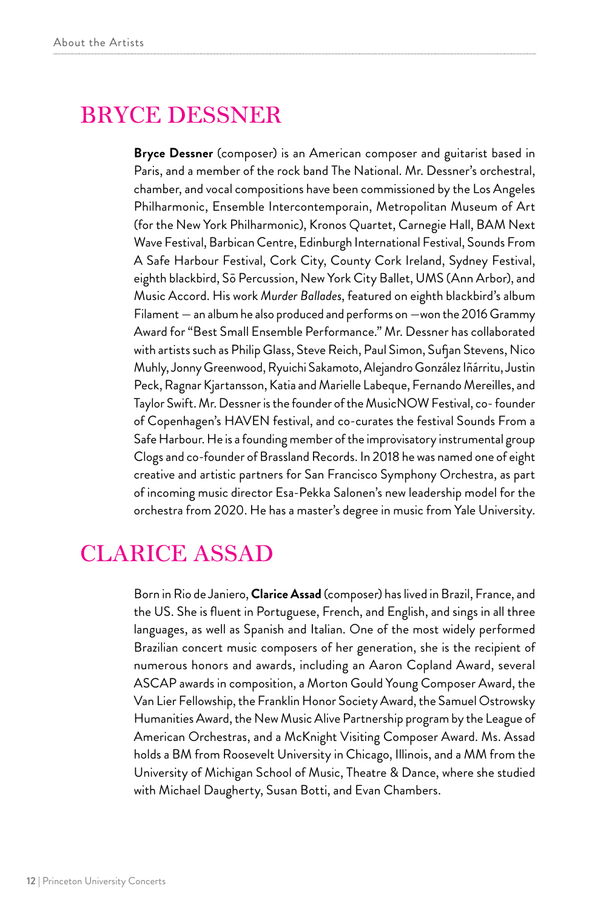## BRYCE DESSNER

**Bryce Dessner** (composer) is an American composer and guitarist based in Paris, and a member of the rock band The National. Mr. Dessner's orchestral, chamber, and vocal compositions have been commissioned by the Los Angeles Philharmonic, Ensemble Intercontemporain, Metropolitan Museum of Art (for the New York Philharmonic), Kronos Quartet, Carnegie Hall, BAM Next Wave Festival, Barbican Centre, Edinburgh International Festival, Sounds From A Safe Harbour Festival, Cork City, County Cork Ireland, Sydney Festival, eighth blackbird, Sō Percussion, New York City Ballet, UMS (Ann Arbor), and Music Accord. His work *Murder Ballades*, featured on eighth blackbird's album Filament — an album he also produced and performs on —won the 2016 Grammy Award for "Best Small Ensemble Performance." Mr. Dessner has collaborated with artists such as Philip Glass, Steve Reich, Paul Simon, Sufjan Stevens, Nico Muhly, Jonny Greenwood, Ryuichi Sakamoto, Alejandro González Iñárritu, Justin Peck, Ragnar Kjartansson, Katia and Marielle Labeque, Fernando Mereilles, and Taylor Swift. Mr. Dessner is the founder of the MusicNOW Festival, co- founder of Copenhagen's HAVEN festival, and co-curates the festival Sounds From a Safe Harbour. He is a founding member of the improvisatory instrumental group Clogs and co-founder of Brassland Records. In 2018 he was named one of eight creative and artistic partners for San Francisco Symphony Orchestra, as part of incoming music director Esa-Pekka Salonen's new leadership model for the orchestra from 2020. He has a master's degree in music from Yale University.

## CLARICE ASSAD

Born in Rio de Janiero, **Clarice Assad** (composer) has lived in Brazil, France, and the US. She is fluent in Portuguese, French, and English, and sings in all three languages, as well as Spanish and Italian. One of the most widely performed Brazilian concert music composers of her generation, she is the recipient of numerous honors and awards, including an Aaron Copland Award, several ASCAP awards in composition, a Morton Gould Young Composer Award, the Van Lier Fellowship, the Franklin Honor Society Award, the Samuel Ostrowsky Humanities Award, the New Music Alive Partnership program by the League of American Orchestras, and a McKnight Visiting Composer Award. Ms. Assad holds a BM from Roosevelt University in Chicago, Illinois, and a MM from the University of Michigan School of Music, Theatre & Dance, where she studied with Michael Daugherty, Susan Botti, and Evan Chambers.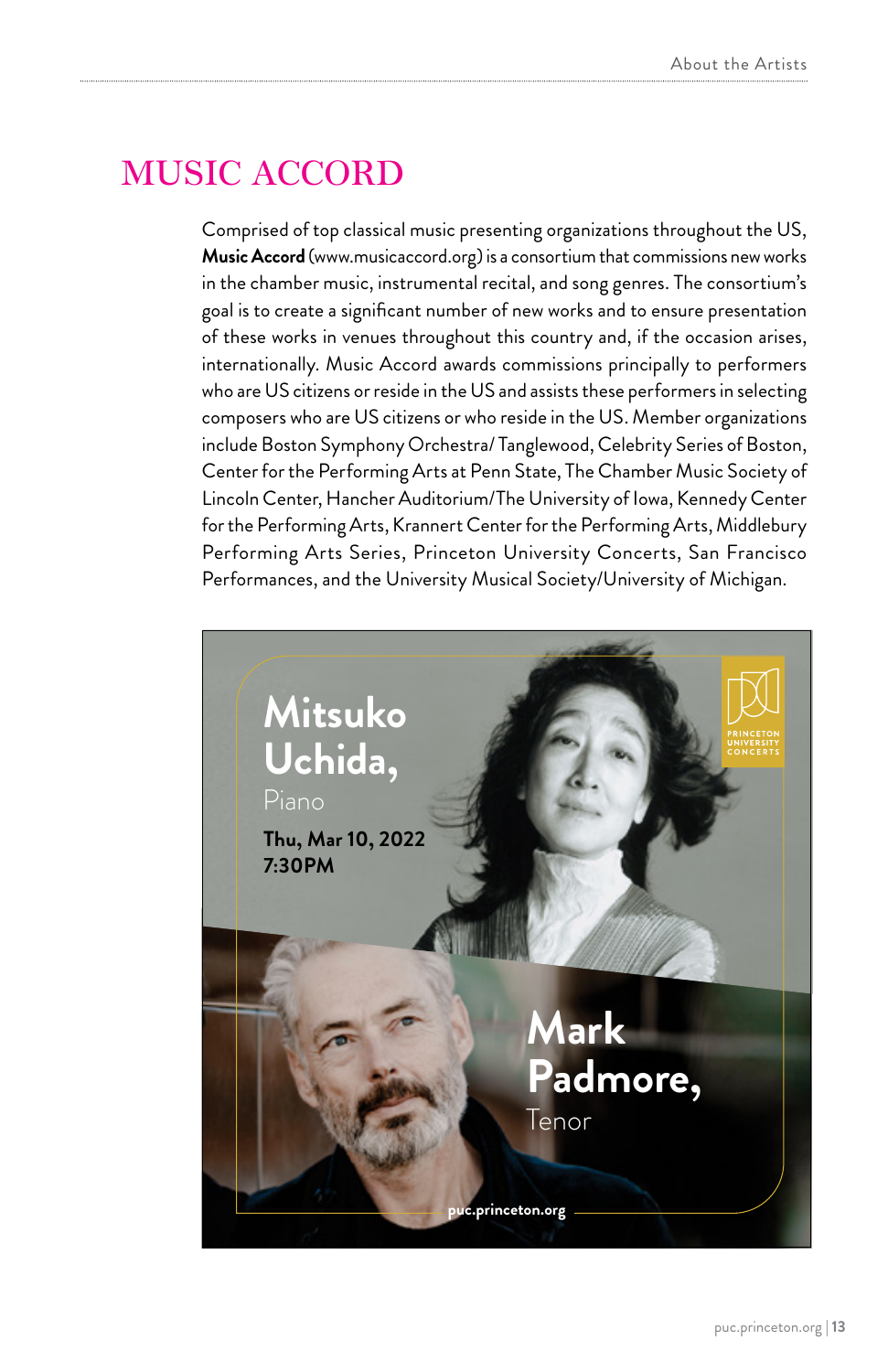# MUSIC ACCORD

Comprised of top classical music presenting organizations throughout the US, **Music Accord** (www.musicaccord.org) is a consortium that commissions new works in the chamber music, instrumental recital, and song genres. The consortium's goal is to create a significant number of new works and to ensure presentation of these works in venues throughout this country and, if the occasion arises, internationally. Music Accord awards commissions principally to performers who are US citizens or reside in the US and assists these performers in selecting composers who are US citizens or who reside in the US. Member organizations include Boston Symphony Orchestra/ Tanglewood, Celebrity Series of Boston, Center for the Performing Arts at Penn State, The Chamber Music Society of Lincoln Center, Hancher Auditorium/The University of Iowa, Kennedy Center for the Performing Arts, Krannert Center for the Performing Arts, Middlebury Performing Arts Series, Princeton University Concerts, San Francisco Performances, and the University Musical Society/University of Michigan.

**Mitsuko Uchida,**
Piano

**Thu, Mar 10, 2022**
**7:30PM**

**Mark Padmore,**
Tenor

PRINCETON UNIVERSITY CONCERTS

**puc.princeton.org**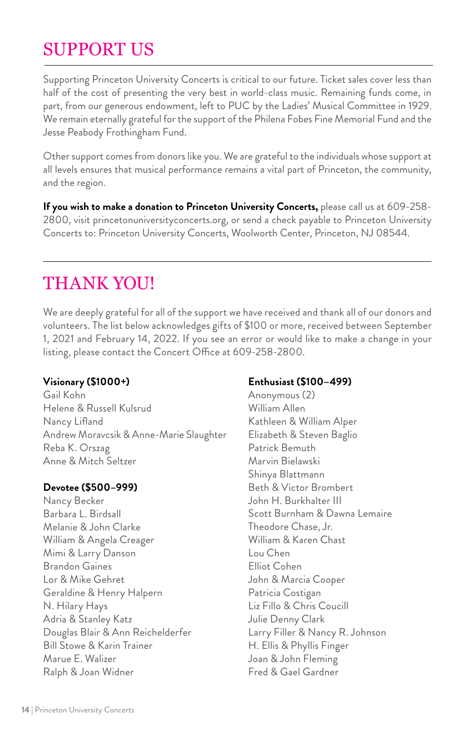# SUPPORT US

Supporting Princeton University Concerts is critical to our future. Ticket sales cover less than half of the cost of presenting the very best in world-class music. Remaining funds come, in part, from our generous endowment, left to PUC by the Ladies' Musical Committee in 1929. We remain eternally grateful for the support of the Philena Fobes Fine Memorial Fund and the Jesse Peabody Frothingham Fund.

Other support comes from donors like you. We are grateful to the individuals whose support at all levels ensures that musical performance remains a vital part of Princeton, the community, and the region.

**If you wish to make a donation to Princeton University Concerts,** please call us at 609-258-2800, visit princetonuniversityconcerts.org, or send a check payable to Princeton University Concerts to: Princeton University Concerts, Woolworth Center, Princeton, NJ 08544.

# THANK YOU!

We are deeply grateful for all of the support we have received and thank all of our donors and volunteers. The list below acknowledges gifts of $100 or more, received between September 1, 2021 and February 14, 2022. If you see an error or would like to make a change in your listing, please contact the Concert Office at 609-258-2800.

**Visionary ($1000+)**

Gail Kohn
Helene & Russell Kulsrud
Nancy Lifland
Andrew Moravcsik & Anne-Marie Slaughter
Reba K. Orszag
Anne & Mitch Seltzer

**Devotee ($500–999)**

Nancy Becker
Barbara L. Birdsall
Melanie & John Clarke
William & Angela Creager
Mimi & Larry Danson
Brandon Gaines
Lor & Mike Gehret
Geraldine & Henry Halpern
N. Hilary Hays
Adria & Stanley Katz
Douglas Blair & Ann Reichelderfer
Bill Stowe & Karin Trainer
Marue E. Walizer
Ralph & Joan Widner

**Enthusiast ($100–499)**

Anonymous (2)
William Allen
Kathleen & William Alper
Elizabeth & Steven Baglio
Patrick Bemuth
Marvin Bielawski
Shinya Blattmann
Beth & Victor Brombert
John H. Burkhalter III
Scott Burnham & Dawna Lemaire
Theodore Chase, Jr.
William & Karen Chast
Lou Chen
Elliot Cohen
John & Marcia Cooper
Patricia Costigan
Liz Fillo & Chris Coucill
Julie Denny Clark
Larry Filler & Nancy R. Johnson
H. Ellis & Phyllis Finger
Joan & John Fleming
Fred & Gael Gardner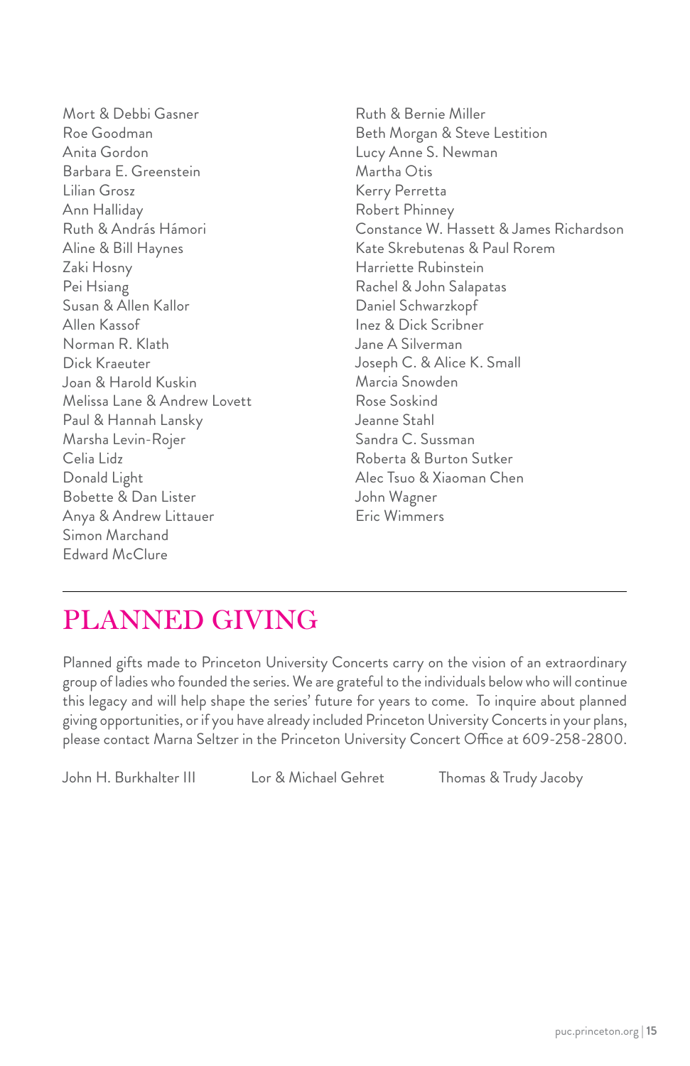Mort & Debbi Gasner
Roe Goodman
Anita Gordon
Barbara E. Greenstein
Lilian Grosz
Ann Halliday
Ruth & András Hámori
Aline & Bill Haynes
Zaki Hosny
Pei Hsiang
Susan & Allen Kallor
Allen Kassof
Norman R. Klath
Dick Kraeuter
Joan & Harold Kuskin
Melissa Lane & Andrew Lovett
Paul & Hannah Lansky
Marsha Levin-Rojer
Celia Lidz
Donald Light
Bobette & Dan Lister
Anya & Andrew Littauer
Simon Marchand
Edward McClure
Ruth & Bernie Miller
Beth Morgan & Steve Lestition
Lucy Anne S. Newman
Martha Otis
Kerry Perretta
Robert Phinney
Constance W. Hassett & James Richardson
Kate Skrebutenas & Paul Rorem
Harriette Rubinstein
Rachel & John Salapatas
Daniel Schwarzkopf
Inez & Dick Scribner
Jane A Silverman
Joseph C. & Alice K. Small
Marcia Snowden
Rose Soskind
Jeanne Stahl
Sandra C. Sussman
Roberta & Burton Sutker
Alec Tsuo & Xiaoman Chen
John Wagner
Eric Wimmers

---

# PLANNED GIVING

Planned gifts made to Princeton University Concerts carry on the vision of an extraordinary group of ladies who founded the series. We are grateful to the individuals below who will continue this legacy and will help shape the series' future for years to come. To inquire about planned giving opportunities, or if you have already included Princeton University Concerts in your plans, please contact Marna Seltzer in the Princeton University Concert Office at 609-258-2800.

John H. Burkhalter III
Lor & Michael Gehret
Thomas & Trudy Jacoby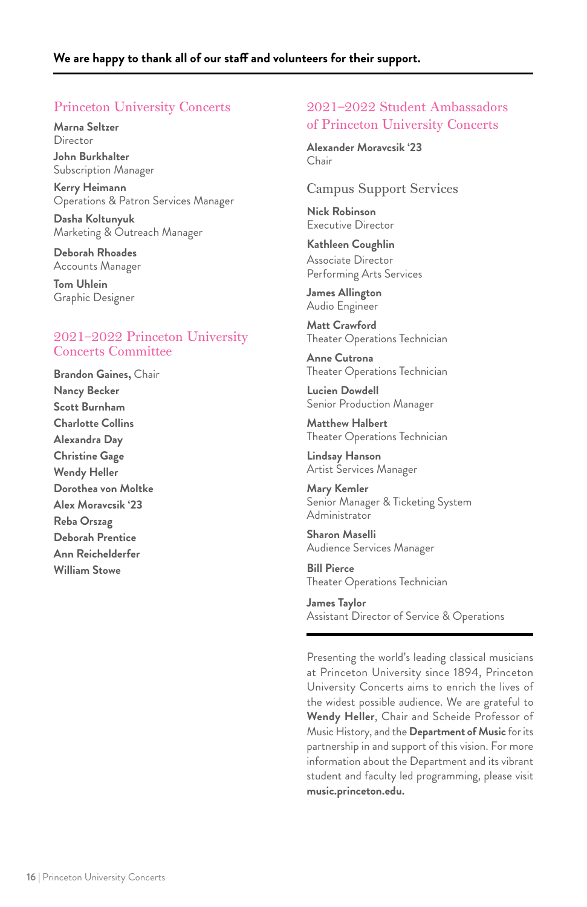**We are happy to thank all of our staff and volunteers for their support.**

## Princeton University Concerts

**Marna Seltzer**
Director

**John Burkhalter**
Subscription Manager

**Kerry Heimann**
Operations & Patron Services Manager

**Dasha Koltunyuk**
Marketing & Outreach Manager

**Deborah Rhoades**
Accounts Manager

**Tom Uhlein**
Graphic Designer

## 2021–2022 Princeton University Concerts Committee

**Brandon Gaines,** Chair
**Nancy Becker**
**Scott Burnham**
**Charlotte Collins**
**Alexandra Day**
**Christine Gage**
**Wendy Heller**
**Dorothea von Moltke**
**Alex Moravcsik '23**
**Reba Orszag**
**Deborah Prentice**
**Ann Reichelderfer**
**William Stowe**

## 2021–2022 Student Ambassadors of Princeton University Concerts

**Alexander Moravcsik '23**
Chair

## Campus Support Services

**Nick Robinson**
Executive Director

**Kathleen Coughlin**
Associate Director
Performing Arts Services

**James Allington**
Audio Engineer

**Matt Crawford**
Theater Operations Technician

**Anne Cutrona**
Theater Operations Technician

**Lucien Dowdell**
Senior Production Manager

**Matthew Halbert**
Theater Operations Technician

**Lindsay Hanson**
Artist Services Manager

**Mary Kemler**
Senior Manager & Ticketing System Administrator

**Sharon Maselli**
Audience Services Manager

**Bill Pierce**
Theater Operations Technician

**James Taylor**
Assistant Director of Service & Operations

---

Presenting the world's leading classical musicians at Princeton University since 1894, Princeton University Concerts aims to enrich the lives of the widest possible audience. We are grateful to **Wendy Heller**, Chair and Scheide Professor of Music History, and the **Department of Music** for its partnership in and support of this vision. For more information about the Department and its vibrant student and faculty led programming, please visit **music.princeton.edu.**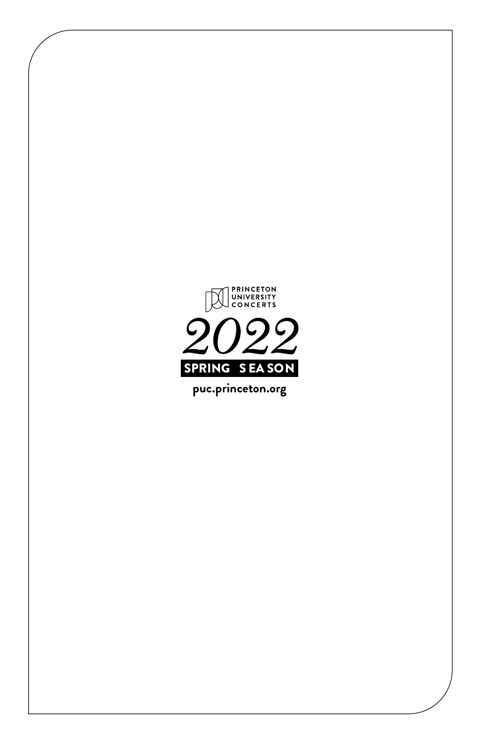PRINCETON UNIVERSITY CONCERTS

2022

SPRING SEASON

puc.princeton.org